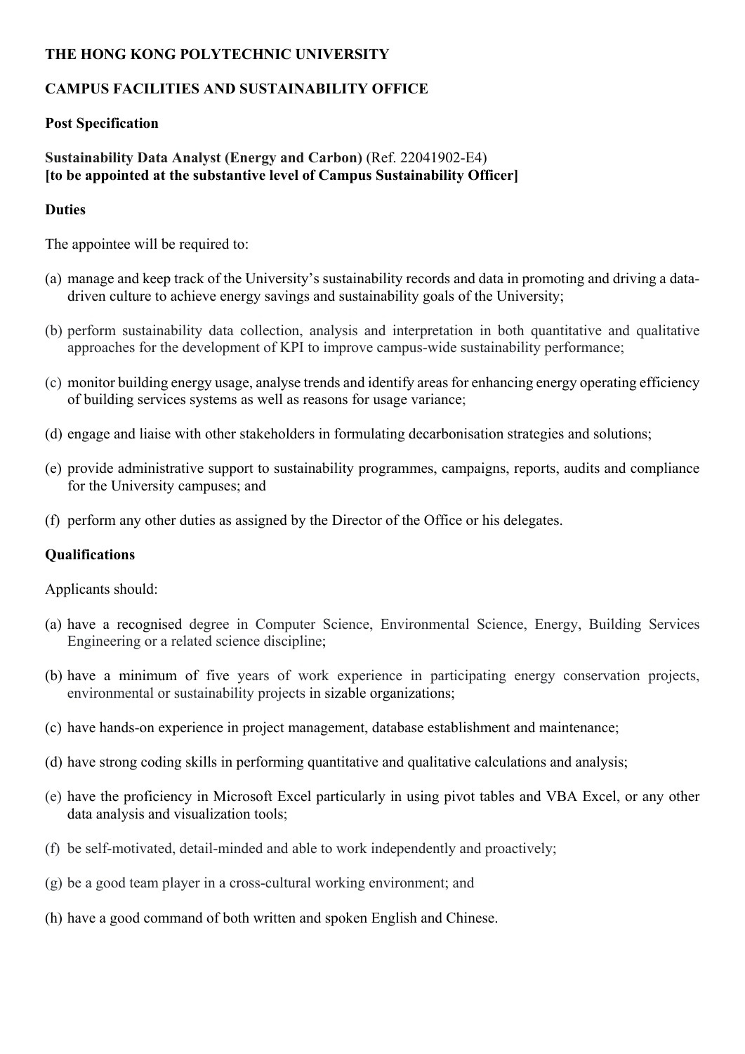**THE HONG KONG POLYTECHNIC UNIVERSITY**

**CAMPUS FACILITIES AND SUSTAINABILITY OFFICE**

**Post Specification**

**Sustainability Data Analyst (Energy and Carbon)** (Ref. 22041902-E4)
**[to be appointed at the substantive level of Campus Sustainability Officer]**

**Duties**

The appointee will be required to:

(a) manage and keep track of the University's sustainability records and data in promoting and driving a data-driven culture to achieve energy savings and sustainability goals of the University;

(b) perform sustainability data collection, analysis and interpretation in both quantitative and qualitative approaches for the development of KPI to improve campus-wide sustainability performance;

(c) monitor building energy usage, analyse trends and identify areas for enhancing energy operating efficiency of building services systems as well as reasons for usage variance;

(d) engage and liaise with other stakeholders in formulating decarbonisation strategies and solutions;

(e) provide administrative support to sustainability programmes, campaigns, reports, audits and compliance for the University campuses; and

(f) perform any other duties as assigned by the Director of the Office or his delegates.

**Qualifications**

Applicants should:

(a) have a recognised degree in Computer Science, Environmental Science, Energy, Building Services Engineering or a related science discipline;

(b) have a minimum of five years of work experience in participating energy conservation projects, environmental or sustainability projects in sizable organizations;

(c) have hands-on experience in project management, database establishment and maintenance;

(d) have strong coding skills in performing quantitative and qualitative calculations and analysis;

(e) have the proficiency in Microsoft Excel particularly in using pivot tables and VBA Excel, or any other data analysis and visualization tools;

(f) be self-motivated, detail-minded and able to work independently and proactively;

(g) be a good team player in a cross-cultural working environment; and

(h) have a good command of both written and spoken English and Chinese.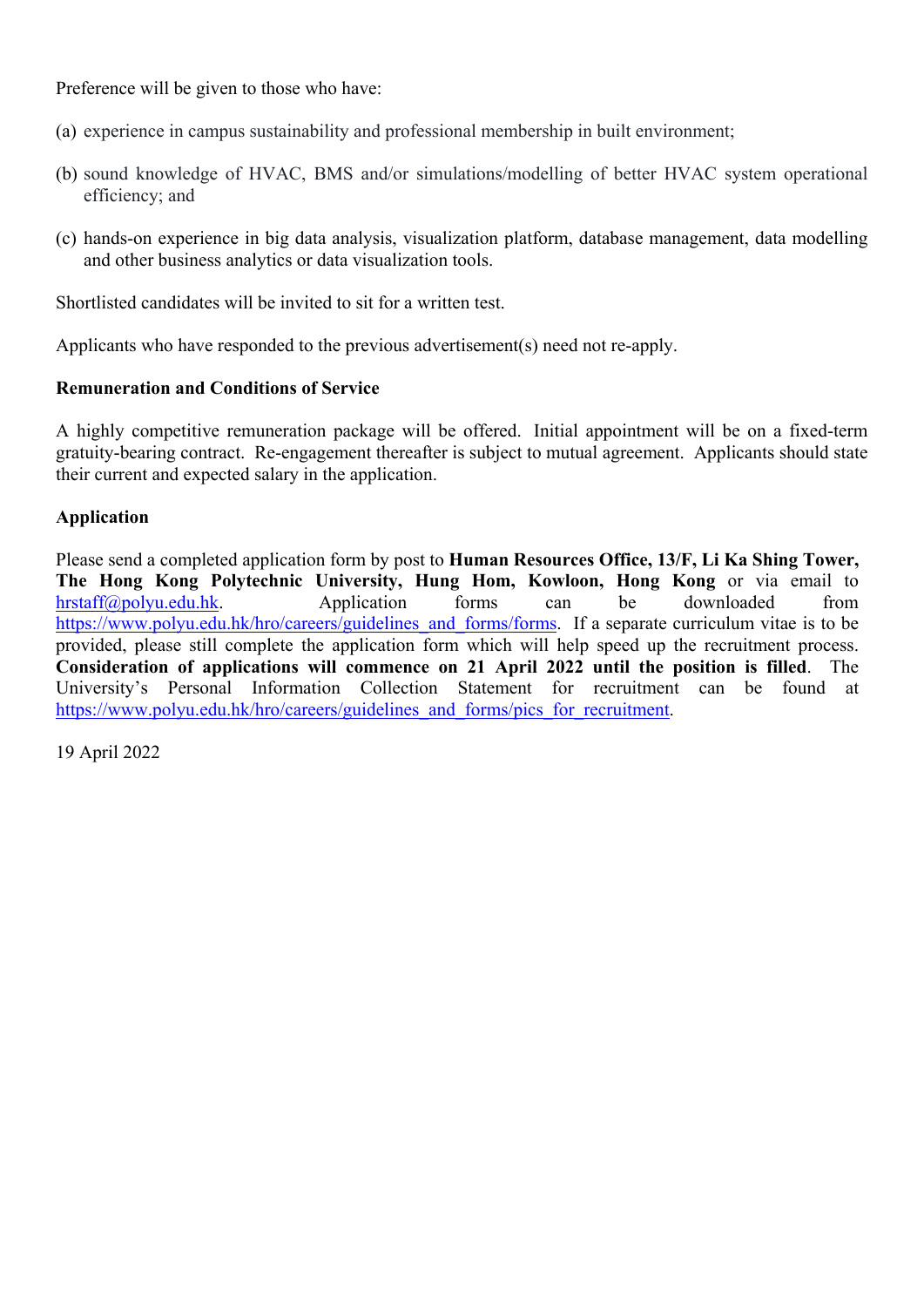Preference will be given to those who have:

(a) experience in campus sustainability and professional membership in built environment;

(b) sound knowledge of HVAC, BMS and/or simulations/modelling of better HVAC system operational efficiency; and

(c) hands-on experience in big data analysis, visualization platform, database management, data modelling and other business analytics or data visualization tools.

Shortlisted candidates will be invited to sit for a written test.

Applicants who have responded to the previous advertisement(s) need not re-apply.

**Remuneration and Conditions of Service**

A highly competitive remuneration package will be offered. Initial appointment will be on a fixed-term gratuity-bearing contract. Re-engagement thereafter is subject to mutual agreement. Applicants should state their current and expected salary in the application.

**Application**

Please send a completed application form by post to **Human Resources Office, 13/F, Li Ka Shing Tower, The Hong Kong Polytechnic University, Hung Hom, Kowloon, Hong Kong** or via email to hrstaff@polyu.edu.hk. Application forms can be downloaded from https://www.polyu.edu.hk/hro/careers/guidelines_and_forms/forms. If a separate curriculum vitae is to be provided, please still complete the application form which will help speed up the recruitment process. **Consideration of applications will commence on 21 April 2022 until the position is filled**. The University's Personal Information Collection Statement for recruitment can be found at https://www.polyu.edu.hk/hro/careers/guidelines_and_forms/pics_for_recruitment.

19 April 2022